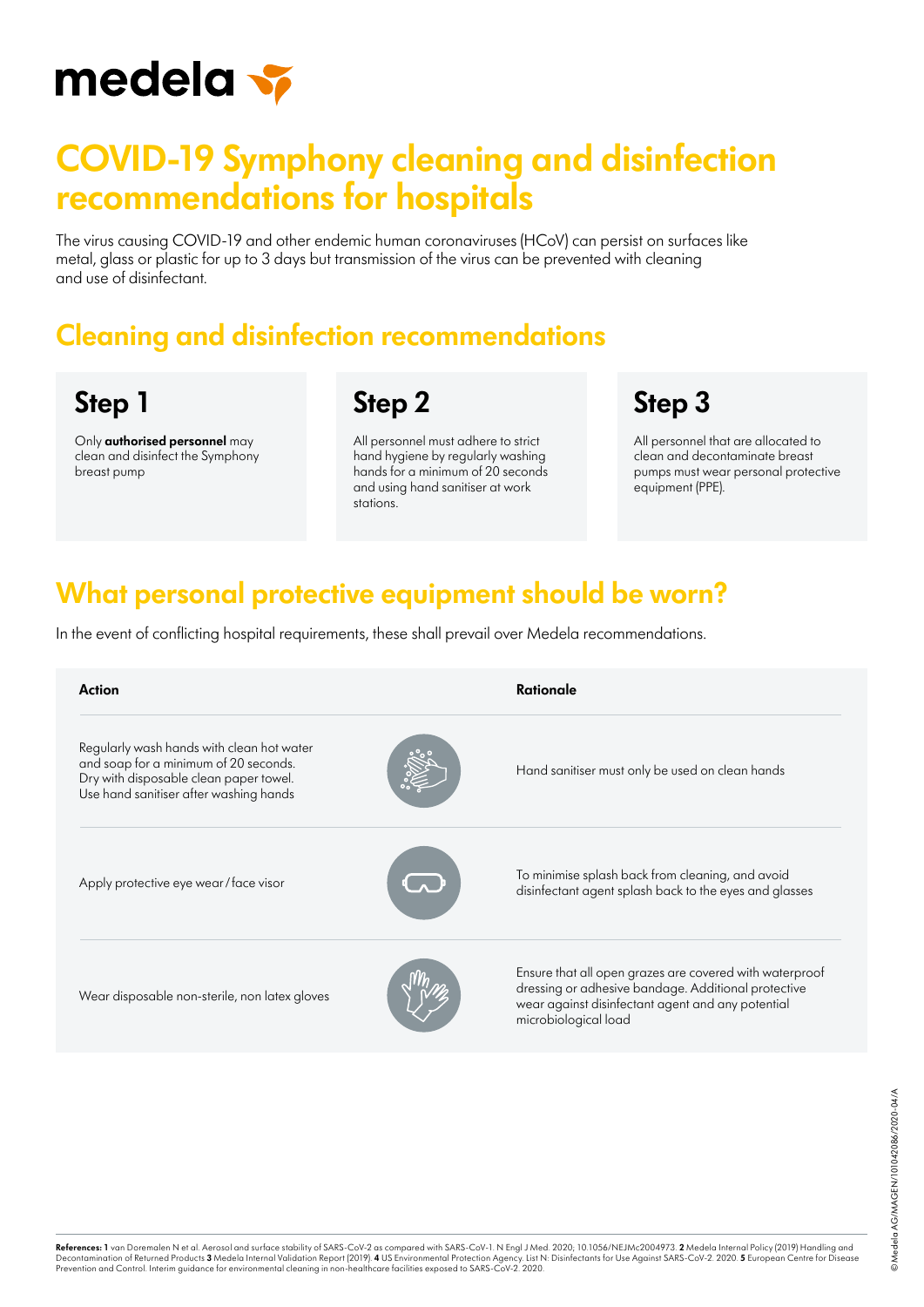medela

# COVID-19 Symphony cleaning and disinfection recommendations for hospitals

The virus causing COVID-19 and other endemic human coronaviruses (HCoV) can persist on surfaces like metal, glass or plastic for up to 3 days but transmission of the virus can be prevented with cleaning and use of disinfectant.

## Cleaning and disinfection recommendations

### Step 1

Only **authorised personnel** may clean and disinfect the Symphony breast pump

### Step 2

All personnel must adhere to strict hand hygiene by regularly washing hands for a minimum of 20 seconds and using hand sanitiser at work stations.

### Step 3

All personnel that are allocated to clean and decontaminate breast pumps must wear personal protective equipment (PPE).

## What personal protective equipment should be worn?

In the event of conflicting hospital requirements, these shall prevail over Medela recommendations.

| Action | Rationale |
|---|---|
| Regularly wash hands with clean hot water and soap for a minimum of 20 seconds. Dry with disposable clean paper towel. Use hand sanitiser after washing hands | Hand sanitiser must only be used on clean hands |
| Apply protective eye wear / face visor | To minimise splash back from cleaning, and avoid disinfectant agent splash back to the eyes and glasses |
| Wear disposable non-sterile, non latex gloves | Ensure that all open grazes are covered with waterproof dressing or adhesive bandage. Additional protective wear against disinfectant agent and any potential microbiological load |

**References:** **1** van Doremalen N et al. Aerosol and surface stability of SARS-CoV-2 as compared with SARS-CoV-1. N Engl J Med. 2020; 10.1056/NEJMc2004973. **2** Medela Internal Policy (2019) Handling and Decontamination of Returned Products **3** Medela Internal Validation Report (2019). **4** US Environmental Protection Agency. List N: Disinfectants for Use Against SARS-CoV-2. 2020. **5** European Centre for Disease Prevention and Control. Interim guidance for environmental cleaning in non-healthcare facilities exposed to SARS-CoV-2. 2020.

© Medela AG/MAGEN/101042086/2020-04/A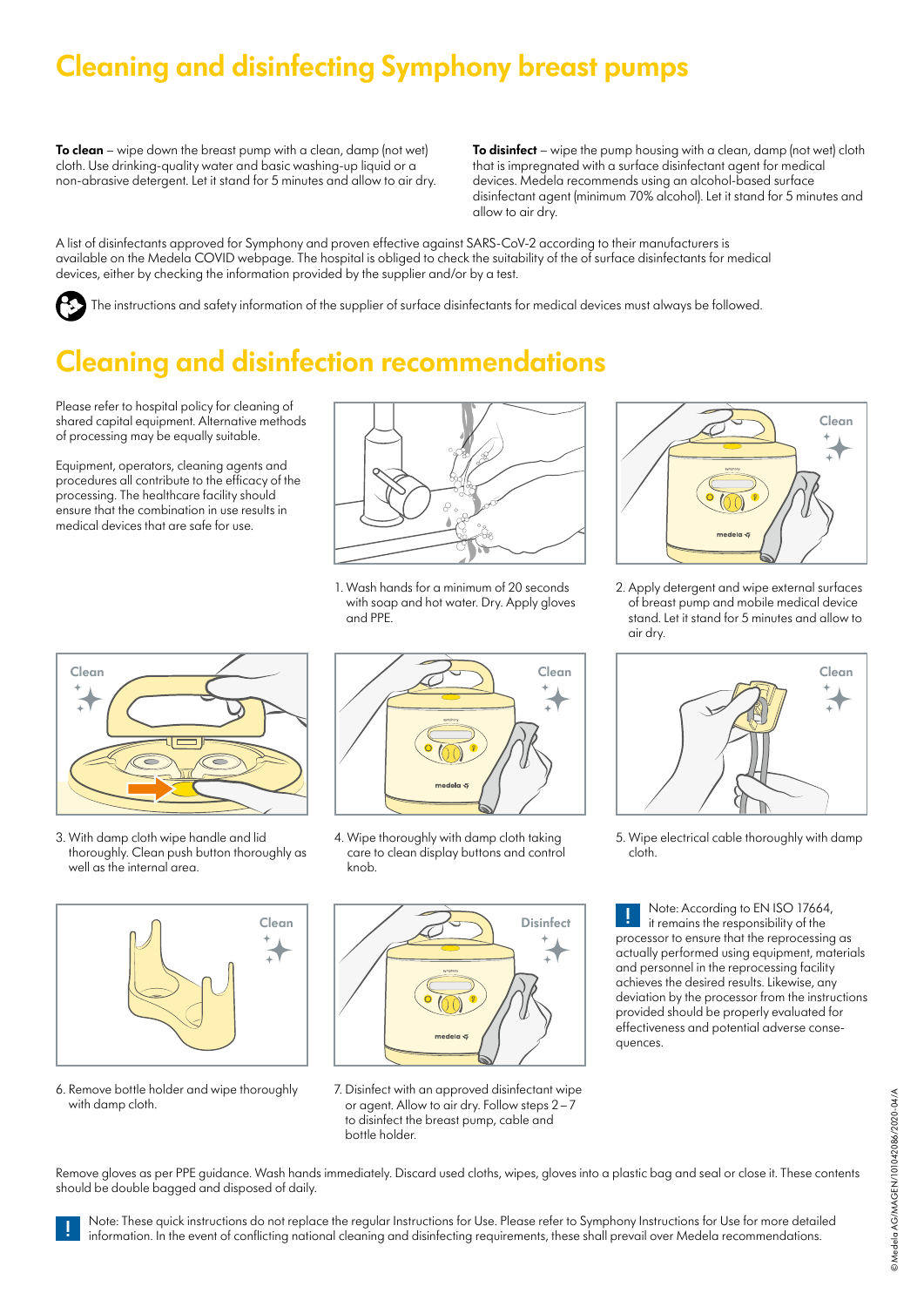# Cleaning and disinfecting Symphony breast pumps

**To clean** – wipe down the breast pump with a clean, damp (not wet) cloth. Use drinking-quality water and basic washing-up liquid or a non-abrasive detergent. Let it stand for 5 minutes and allow to air dry.

**To disinfect** – wipe the pump housing with a clean, damp (not wet) cloth that is impregnated with a surface disinfectant agent for medical devices. Medela recommends using an alcohol-based surface disinfectant agent (minimum 70% alcohol). Let it stand for 5 minutes and allow to air dry.

A list of disinfectants approved for Symphony and proven effective against SARS-CoV-2 according to their manufacturers is available on the Medela COVID webpage. The hospital is obliged to check the suitability of the of surface disinfectants for medical devices, either by checking the information provided by the supplier and/or by a test.

The instructions and safety information of the supplier of surface disinfectants for medical devices must always be followed.

# Cleaning and disinfection recommendations

Please refer to hospital policy for cleaning of shared capital equipment. Alternative methods of processing may be equally suitable.

Equipment, operators, cleaning agents and procedures all contribute to the efficacy of the processing. The healthcare facility should ensure that the combination in use results in medical devices that are safe for use.

1. Wash hands for a minimum of 20 seconds with soap and hot water. Dry. Apply gloves and PPE.

Clean

2. Apply detergent and wipe external surfaces of breast pump and mobile medical device stand. Let it stand for 5 minutes and allow to air dry.

Clean

3. With damp cloth wipe handle and lid thoroughly. Clean push button thoroughly as well as the internal area.

Clean

4. Wipe thoroughly with damp cloth taking care to clean display buttons and control knob.

Clean

5. Wipe electrical cable thoroughly with damp cloth.

Clean

6. Remove bottle holder and wipe thoroughly with damp cloth.

Disinfect

7. Disinfect with an approved disinfectant wipe or agent. Allow to air dry. Follow steps 2 – 7 to disinfect the breast pump, cable and bottle holder.

! Note: According to EN ISO 17664, it remains the responsibility of the processor to ensure that the reprocessing as actually performed using equipment, materials and personnel in the reprocessing facility achieves the desired results. Likewise, any deviation by the processor from the instructions provided should be properly evaluated for effectiveness and potential adverse consequences.

Remove gloves as per PPE guidance. Wash hands immediately. Discard used cloths, wipes, gloves into a plastic bag and seal or close it. These contents should be double bagged and disposed of daily.

! Note: These quick instructions do not replace the regular Instructions for Use. Please refer to Symphony Instructions for Use for more detailed information. In the event of conflicting national cleaning and disinfecting requirements, these shall prevail over Medela recommendations.

© Medela AG/MAGEN/101042086/2020-04/A